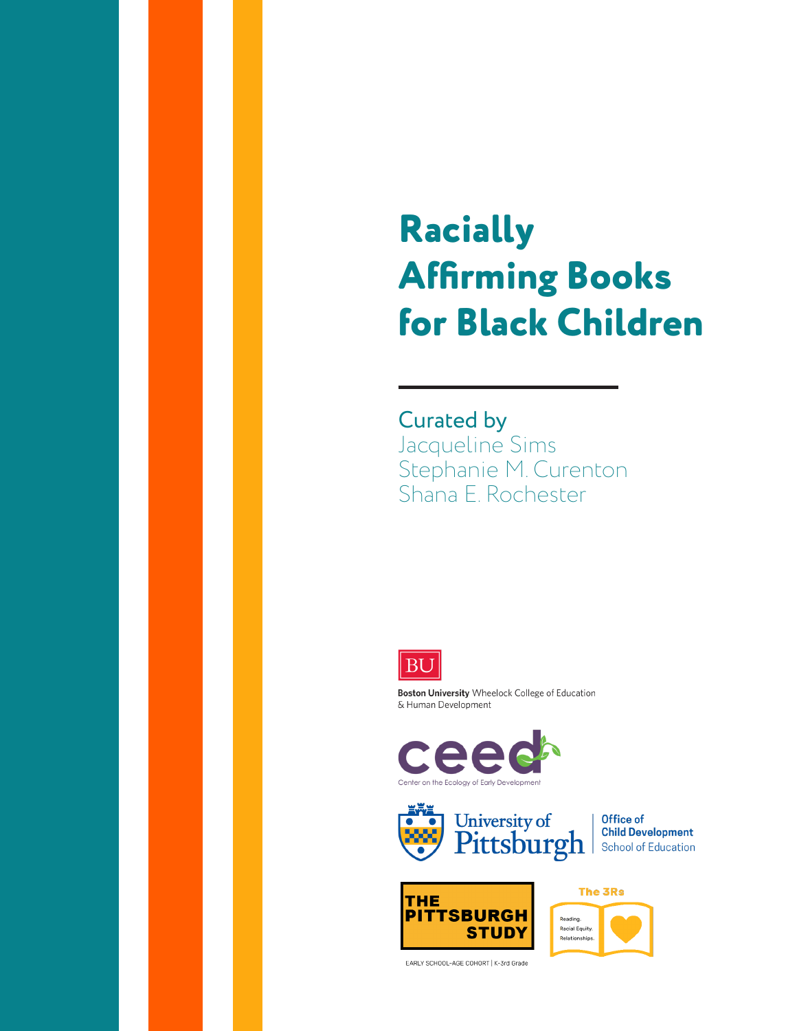# Racially Affirming Books for Black Children

Curated by
Jacqueline Sims
Stephanie M. Curenton
Shana E. Rochester

**Boston University** Wheelock College of Education & Human Development

ceed
Center on the Ecology of Early Development

University of Pittsburgh | Office of Child Development, School of Education

THE PITTSBURGH STUDY
EARLY SCHOOL-AGE COHORT | K-3rd Grade

The 3Rs
Reading. Racial Equity. Relationships.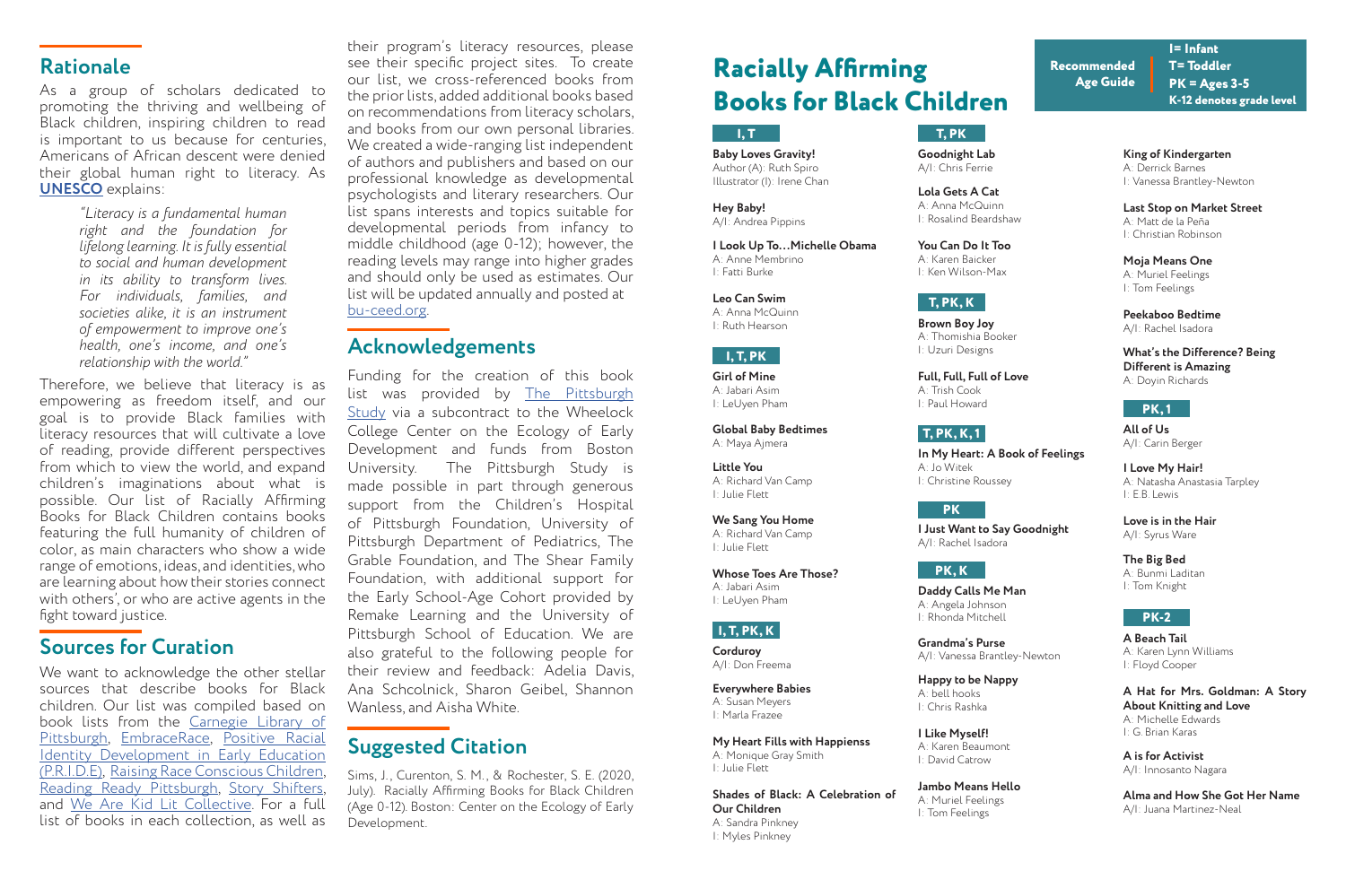## Rationale

As a group of scholars dedicated to promoting the thriving and wellbeing of Black children, inspiring children to read is important to us because for centuries, Americans of African descent were denied their global human right to literacy. As **UNESCO** explains:

> *"Literacy is a fundamental human right and the foundation for lifelong learning. It is fully essential to social and human development in its ability to transform lives. For individuals, families, and societies alike, it is an instrument of empowerment to improve one's health, one's income, and one's relationship with the world."*

Therefore, we believe that literacy is as empowering as freedom itself, and our goal is to provide Black families with literacy resources that will cultivate a love of reading, provide different perspectives from which to view the world, and expand children's imaginations about what is possible. Our list of Racially Affirming Books for Black Children contains books featuring the full humanity of children of color, as main characters who show a wide range of emotions, ideas, and identities, who are learning about how their stories connect with others', or who are active agents in the fight toward justice.

## Sources for Curation

We want to acknowledge the other stellar sources that describe books for Black children. Our list was compiled based on book lists from the Carnegie Library of Pittsburgh, EmbraceRace, Positive Racial Identity Development in Early Education (P.R.I.D.E), Raising Race Conscious Children, Reading Ready Pittsburgh, Story Shifters, and We Are Kid Lit Collective. For a full list of books in each collection, as well as their program's literacy resources, please see their specific project sites. To create our list, we cross-referenced books from the prior lists, added additional books based on recommendations from literacy scholars, and books from our own personal libraries. We created a wide-ranging list independent of authors and publishers and based on our professional knowledge as developmental psychologists and literary researchers. Our list spans interests and topics suitable for developmental periods from infancy to middle childhood (age 0-12); however, the reading levels may range into higher grades and should only be used as estimates. Our list will be updated annually and posted at bu-ceed.org.

## Acknowledgements

Funding for the creation of this book list was provided by The Pittsburgh Study via a subcontract to the Wheelock College Center on the Ecology of Early Development and funds from Boston University. The Pittsburgh Study is made possible in part through generous support from the Children's Hospital of Pittsburgh Foundation, University of Pittsburgh Department of Pediatrics, The Grable Foundation, and The Shear Family Foundation, with additional support for the Early School-Age Cohort provided by Remake Learning and the University of Pittsburgh School of Education. We are also grateful to the following people for their review and feedback: Adelia Davis, Ana Schcolnick, Sharon Geibel, Shannon Wanless, and Aisha White.

## Suggested Citation

Sims, J., Curenton, S. M., & Rochester, S. E. (2020, July). Racially Affirming Books for Black Children (Age 0-12). Boston: Center on the Ecology of Early Development.

# Racially Affirming Books for Black Children

**Recommended Age Guide**
I = Infant
T = Toddler
PK = Ages 3-5
K-12 denotes grade level

### I, T

**Baby Loves Gravity!**
Author (A): Ruth Spiro
Illustrator (I): Irene Chan

**Hey Baby!**
A/I: Andrea Pippins

**I Look Up To…Michelle Obama**
A: Anne Membrino
I: Fatti Burke

**Leo Can Swim**
A: Anna McQuinn
I: Ruth Hearson

### I, T, PK

**Girl of Mine**
A: Jabari Asim
I: LeUyen Pham

**Global Baby Bedtimes**
A: Maya Ajmera

**Little You**
A: Richard Van Camp
I: Julie Flett

**We Sang You Home**
A: Richard Van Camp
I: Julie Flett

**Whose Toes Are Those?**
A: Jabari Asim
I: LeUyen Pham

### I, T, PK, K

**Corduroy**
A/I: Don Freema

**Everywhere Babies**
A: Susan Meyers
I: Marla Frazee

**My Heart Fills with Happienss**
A: Monique Gray Smith
I: Julie Flett

**Shades of Black: A Celebration of Our Children**
A: Sandra Pinkney
I: Myles Pinkney

### T, PK

**Goodnight Lab**
A/I: Chris Ferrie

**Lola Gets A Cat**
A: Anna McQuinn
I: Rosalind Beardshaw

**You Can Do It Too**
A: Karen Baicker
I: Ken Wilson-Max

### T, PK, K

**Brown Boy Joy**
A: Thomishia Booker
I: Uzuri Designs

**Full, Full, Full of Love**
A: Trish Cook
I: Paul Howard

### T, PK, K, 1

**In My Heart: A Book of Feelings**
A: Jo Witek
I: Christine Roussey

### PK

**I Just Want to Say Goodnight**
A/I: Rachel Isadora

### PK, K

**Daddy Calls Me Man**
A: Angela Johnson
I: Rhonda Mitchell

**Grandma's Purse**
A/I: Vanessa Brantley-Newton

**Happy to be Nappy**
A: bell hooks
I: Chris Rashka

**I Like Myself!**
A: Karen Beaumont
I: David Catrow

**Jambo Means Hello**
A: Muriel Feelings
I: Tom Feelings

**King of Kindergarten**
A: Derrick Barnes
I: Vanessa Brantley-Newton

**Last Stop on Market Street**
A: Matt de la Peña
I: Christian Robinson

**Moja Means One**
A: Muriel Feelings
I: Tom Feelings

**Peekaboo Bedtime**
A/I: Rachel Isadora

**What's the Difference? Being Different is Amazing**
A: Doyin Richards

### PK, 1

**All of Us**
A/I: Carin Berger

**I Love My Hair!**
A: Natasha Anastasia Tarpley
I: E.B. Lewis

**Love is in the Hair**
A/I: Syrus Ware

**The Big Bed**
A: Bunmi Laditan
I: Tom Knight

### PK-2

**A Beach Tail**
A: Karen Lynn Williams
I: Floyd Cooper

**A Hat for Mrs. Goldman: A Story About Knitting and Love**
A: Michelle Edwards
I: G. Brian Karas

**A is for Activist**
A/I: Innosanto Nagara

**Alma and How She Got Her Name**
A/I: Juana Martinez-Neal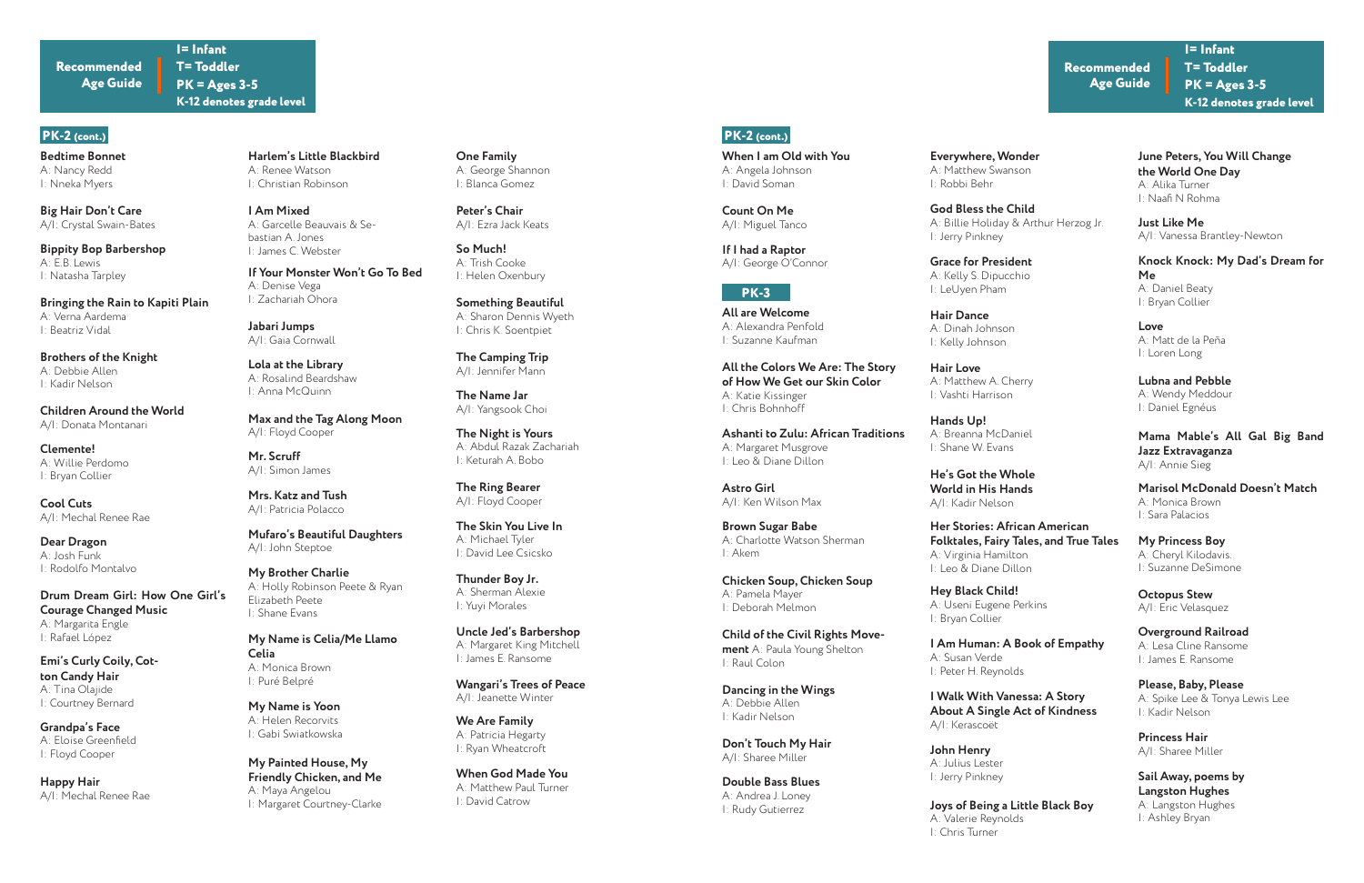**Recommended Age Guide**

I= Infant
T= Toddler
PK = Ages 3-5
K-12 denotes grade level

## PK-2 (cont.)

**Bedtime Bonnet**
A: Nancy Redd
I: Nneka Myers

**Big Hair Don't Care**
A/I: Crystal Swain-Bates

**Bippity Bop Barbershop**
A: E.B. Lewis
I: Natasha Tarpley

**Bringing the Rain to Kapiti Plain**
A: Verna Aardema
I: Beatriz Vidal

**Brothers of the Knight**
A: Debbie Allen
I: Kadir Nelson

**Children Around the World**
A/I: Donata Montanari

**Clemente!**
A: Willie Perdomo
I: Bryan Collier

**Cool Cuts**
A/I: Mechal Renee Rae

**Dear Dragon**
A: Josh Funk
I: Rodolfo Montalvo

**Drum Dream Girl: How One Girl's Courage Changed Music**
A: Margarita Engle
I: Rafael López

**Emi's Curly Coily, Cotton Candy Hair**
A: Tina Olajide
I: Courtney Bernard

**Grandpa's Face**
A: Eloise Greenfield
I: Floyd Cooper

**Happy Hair**
A/I: Mechal Renee Rae

**Harlem's Little Blackbird**
A: Renee Watson
I: Christian Robinson

**I Am Mixed**
A: Garcelle Beauvais & Sebastian A. Jones
I: James C. Webster

**If Your Monster Won't Go To Bed**
A: Denise Vega
I: Zachariah Ohora

**Jabari Jumps**
A/I: Gaia Cornwall

**Lola at the Library**
A: Rosalind Beardshaw
I: Anna McQuinn

**Max and the Tag Along Moon**
A/I: Floyd Cooper

**Mr. Scruff**
A/I: Simon James

**Mrs. Katz and Tush**
A/I: Patricia Polacco

**Mufaro's Beautiful Daughters**
A/I: John Steptoe

**My Brother Charlie**
A: Holly Robinson Peete & Ryan Elizabeth Peete
I: Shane Evans

**My Name is Celia/Me Llamo Celia**
A: Monica Brown
I: Puré Belpré

**My Name is Yoon**
A: Helen Recorvits
I: Gabi Swiatkowska

**My Painted House, My Friendly Chicken, and Me**
A: Maya Angelou
I: Margaret Courtney-Clarke

**One Family**
A: George Shannon
I: Blanca Gomez

**Peter's Chair**
A/I: Ezra Jack Keats

**So Much!**
A: Trish Cooke
I: Helen Oxenbury

**Something Beautiful**
A: Sharon Dennis Wyeth
I: Chris K. Soentpiet

**The Camping Trip**
A/I: Jennifer Mann

**The Name Jar**
A/I: Yangsook Choi

**The Night is Yours**
A: Abdul Razak Zachariah
I: Keturah A. Bobo

**The Ring Bearer**
A/I: Floyd Cooper

**The Skin You Live In**
A: Michael Tyler
I: David Lee Csicsko

**Thunder Boy Jr.**
A: Sherman Alexie
I: Yuyi Morales

**Uncle Jed's Barbershop**
A: Margaret King Mitchell
I: James E. Ransome

**Wangari's Trees of Peace**
A/I: Jeanette Winter

**We Are Family**
A: Patricia Hegarty
I: Ryan Wheatcroft

**When God Made You**
A: Matthew Paul Turner
I: David Catrow

## PK-2 (cont.)

**When I am Old with You**
A: Angela Johnson
I: David Soman

**Count On Me**
A/I: Miguel Tanco

**If I had a Raptor**
A/I: George O'Connor

## PK-3

**All are Welcome**
A: Alexandra Penfold
I: Suzanne Kaufman

**All the Colors We Are: The Story of How We Get our Skin Color**
A: Katie Kissinger
I: Chris Bohnhoff

**Ashanti to Zulu: African Traditions**
A: Margaret Musgrove
I: Leo & Diane Dillon

**Astro Girl**
A/I: Ken Wilson Max

**Brown Sugar Babe**
A: Charlotte Watson Sherman
I: Akem

**Chicken Soup, Chicken Soup**
A: Pamela Mayer
I: Deborah Melmon

**Child of the Civil Rights Movement** A: Paula Young Shelton
I: Raul Colon

**Dancing in the Wings**
A: Debbie Allen
I: Kadir Nelson

**Don't Touch My Hair**
A/I: Sharee Miller

**Double Bass Blues**
A: Andrea J. Loney
I: Rudy Gutierrez

**Everywhere, Wonder**
A: Matthew Swanson
I: Robbi Behr

**God Bless the Child**
A: Billie Holiday & Arthur Herzog Jr.
I: Jerry Pinkney

**Grace for President**
A: Kelly S. Dipucchio
I: LeUyen Pham

**Hair Dance**
A: Dinah Johnson
I: Kelly Johnson

**Hair Love**
A: Matthew A. Cherry
I: Vashti Harrison

**Hands Up!**
A: Breanna McDaniel
I: Shane W. Evans

**He's Got the Whole World in His Hands**
A/I: Kadir Nelson

**Her Stories: African American Folktales, Fairy Tales, and True Tales**
A: Virginia Hamilton
I: Leo & Diane Dillon

**Hey Black Child!**
A: Useni Eugene Perkins
I: Bryan Collier

**I Am Human: A Book of Empathy**
A: Susan Verde
I: Peter H. Reynolds

**I Walk With Vanessa: A Story About A Single Act of Kindness**
A/I: Kerascoët

**John Henry**
A: Julius Lester
I: Jerry Pinkney

**Joys of Being a Little Black Boy**
A: Valerie Reynolds
I: Chris Turner

**June Peters, You Will Change the World One Day**
A: Alika Turner
I: Naafi N Rohma

**Just Like Me**
A/I: Vanessa Brantley-Newton

**Knock Knock: My Dad's Dream for Me**
A: Daniel Beaty
I: Bryan Collier

**Love**
A: Matt de la Peña
I: Loren Long

**Lubna and Pebble**
A: Wendy Meddour
I: Daniel Egnéus

**Mama Mable's All Gal Big Band Jazz Extravaganza**
A/I: Annie Sieg

**Marisol McDonald Doesn't Match**
A: Monica Brown
I: Sara Palacios

**My Princess Boy**
A: Cheryl Kilodavis.
I: Suzanne DeSimone

**Octopus Stew**
A/I: Eric Velasquez

**Overground Railroad**
A: Lesa Cline Ransome
I: James E. Ransome

**Please, Baby, Please**
A: Spike Lee & Tonya Lewis Lee
I: Kadir Nelson

**Princess Hair**
A/I: Sharee Miller

**Sail Away, poems by Langston Hughes**
A: Langston Hughes
I: Ashley Bryan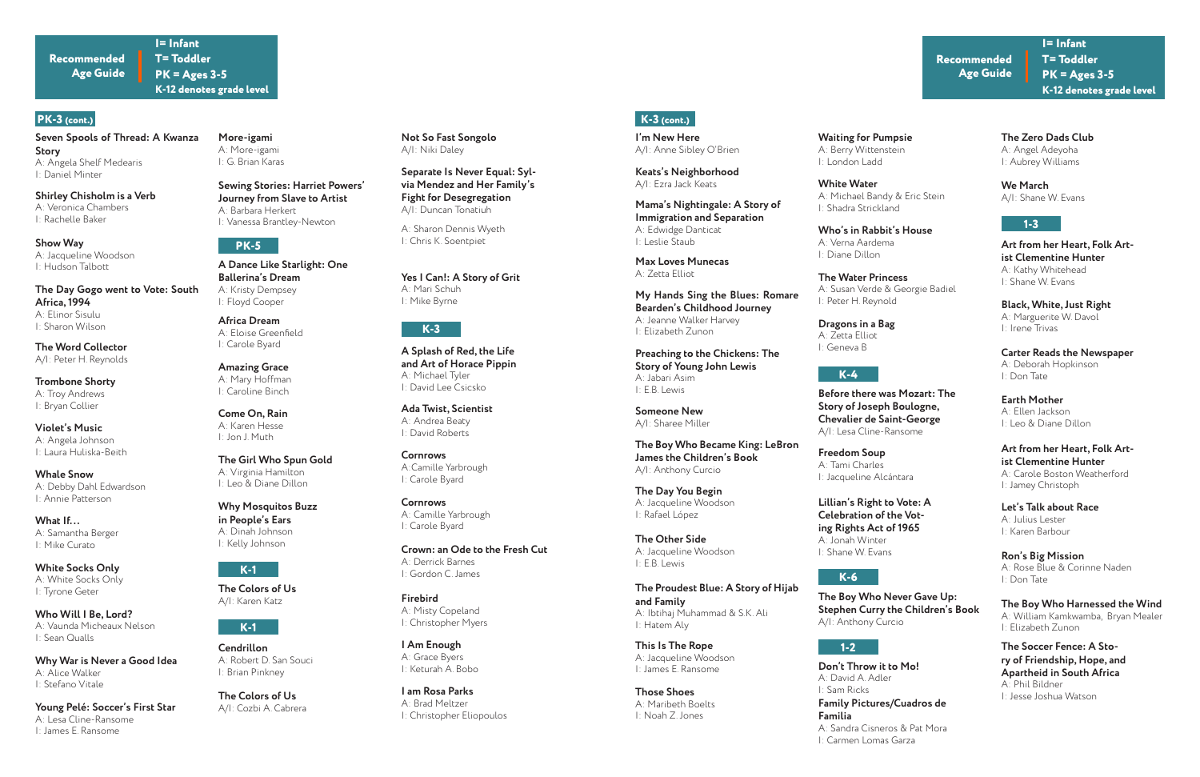**Recommended Age Guide**
I= Infant
T= Toddler
PK = Ages 3-5
K-12 denotes grade level

## PK-3 (cont.)

**Seven Spools of Thread: A Kwanza Story**
A: Angela Shelf Medearis
I: Daniel Minter

**Shirley Chisholm is a Verb**
A: Veronica Chambers
I: Rachelle Baker

**Show Way**
A: Jacqueline Woodson
I: Hudson Talbott

**The Day Gogo went to Vote: South Africa, 1994**
A: Elinor Sisulu
I: Sharon Wilson

**The Word Collector**
A/I: Peter H. Reynolds

**Trombone Shorty**
A: Troy Andrews
I: Bryan Collier

**Violet's Music**
A: Angela Johnson
I: Laura Huliska-Beith

**Whale Snow**
A: Debby Dahl Edwardson
I: Annie Patterson

**What If…**
A: Samantha Berger
I: Mike Curato

**White Socks Only**
A: White Socks Only
I: Tyrone Geter

**Who Will I Be, Lord?**
A: Vaunda Micheaux Nelson
I: Sean Qualls

**Why War is Never a Good Idea**
A: Alice Walker
I: Stefano Vitale

**Young Pelé: Soccer's First Star**
A: Lesa Cline-Ransome
I: James E. Ransome

**More-igami**
A: More-igami
I: G. Brian Karas

**Sewing Stories: Harriet Powers' Journey from Slave to Artist**
A: Barbara Herkert
I: Vanessa Brantley-Newton

## PK-5

**A Dance Like Starlight: One Ballerina's Dream**
A: Kristy Dempsey
I: Floyd Cooper

**Africa Dream**
A: Eloise Greenfield
I: Carole Byard

**Amazing Grace**
A: Mary Hoffman
I: Caroline Binch

**Come On, Rain**
A: Karen Hesse
I: Jon J. Muth

**The Girl Who Spun Gold**
A: Virginia Hamilton
I: Leo & Diane Dillon

**Why Mosquitos Buzz in People's Ears**
A: Dinah Johnson
I: Kelly Johnson

## K-1

**The Colors of Us**
A/I: Karen Katz

## K-1

**Cendrillon**
A: Robert D. San Souci
I: Brian Pinkney

**The Colors of Us**
A/I: Cozbi A. Cabrera

**Not So Fast Songolo**
A/I: Niki Daley

**Separate Is Never Equal: Sylvia Mendez and Her Family's Fight for Desegregation**
A/I: Duncan Tonatiuh

A: Sharon Dennis Wyeth
I: Chris K. Soentpiet

**Yes I Can!: A Story of Grit**
A: Mari Schuh
I: Mike Byrne

## K-3

**A Splash of Red, the Life and Art of Horace Pippin**
A: Michael Tyler
I: David Lee Csicsko

**Ada Twist, Scientist**
A: Andrea Beaty
I: David Roberts

**Cornrows**
A: Camille Yarbrough
I: Carole Byard

**Cornrows**
A: Camille Yarbrough
I: Carole Byard

**Crown: an Ode to the Fresh Cut**
A: Derrick Barnes
I: Gordon C. James

**Firebird**
A: Misty Copeland
I: Christopher Myers

**I Am Enough**
A: Grace Byers
I: Keturah A. Bobo

**I am Rosa Parks**
A: Brad Meltzer
I: Christopher Eliopoulos

**Recommended Age Guide**
I= Infant
T= Toddler
PK = Ages 3-5
K-12 denotes grade level

## K-3 (cont.)

**I'm New Here**
A/I: Anne Sibley O'Brien

**Keats's Neighborhood**
A/I: Ezra Jack Keats

**Mama's Nightingale: A Story of Immigration and Separation**
A: Edwidge Danticat
I: Leslie Staub

**Max Loves Munecas**
A: Zetta Elliot

**My Hands Sing the Blues: Romare Bearden's Childhood Journey**
A: Jeanne Walker Harvey
I: Elizabeth Zunon

**Preaching to the Chickens: The Story of Young John Lewis**
A: Jabari Asim
I: E.B. Lewis

**Someone New**
A/I: Sharee Miller

**The Boy Who Became King: LeBron James the Children's Book**
A/I: Anthony Curcio

**The Day You Begin**
A: Jacqueline Woodson
I: Rafael López

**The Other Side**
A: Jacqueline Woodson
I: E.B. Lewis

**The Proudest Blue: A Story of Hijab and Family**
A: Ibtihaj Muhammad & S.K. Ali
I: Hatem Aly

**This Is The Rope**
A: Jacqueline Woodson
I: James E. Ransome

**Those Shoes**
A: Maribeth Boelts
I: Noah Z. Jones

**Waiting for Pumpsie**
A: Berry Wittenstein
I: London Ladd

**White Water**
A: Michael Bandy & Eric Stein
I: Shadra Strickland

**Who's in Rabbit's House**
A: Verna Aardema
I: Diane Dillon

**The Water Princess**
A: Susan Verde & Georgie Badiel
I: Peter H. Reynold

**Dragons in a Bag**
A: Zetta Elliot
I: Geneva B

## K-4

**Before there was Mozart: The Story of Joseph Boulogne, Chevalier de Saint-George**
A/I: Lesa Cline-Ransome

**Freedom Soup**
A: Tami Charles
I: Jacqueline Alcántara

**Lillian's Right to Vote: A Celebration of the Voting Rights Act of 1965**
A: Jonah Winter
I: Shane W. Evans

## K-6

**The Boy Who Never Gave Up: Stephen Curry the Children's Book**
A/I: Anthony Curcio

## 1-2

**Don't Throw it to Mo!**
A: David A. Adler
I: Sam Ricks

**Family Pictures/Cuadros de Familia**
A: Sandra Cisneros & Pat Mora
I: Carmen Lomas Garza

**The Zero Dads Club**
A: Angel Adeyoha
I: Aubrey Williams

**We March**
A/I: Shane W. Evans

## 1-3

**Art from her Heart, Folk Artist Clementine Hunter**
A: Kathy Whitehead
I: Shane W. Evans

**Black, White, Just Right**
A: Marguerite W. Davol
I: Irene Trivas

**Carter Reads the Newspaper**
A: Deborah Hopkinson
I: Don Tate

**Earth Mother**
A: Ellen Jackson
I: Leo & Diane Dillon

**Art from her Heart, Folk Artist Clementine Hunter**
A: Carole Boston Weatherford
I: Jamey Christoph

**Let's Talk about Race**
A: Julius Lester
I: Karen Barbour

**Ron's Big Mission**
A: Rose Blue & Corinne Naden
I: Don Tate

**The Boy Who Harnessed the Wind**
A: William Kamkwamba, Bryan Mealer
I: Elizabeth Zunon

**The Soccer Fence: A Story of Friendship, Hope, and Apartheid in South Africa**
A: Phil Bildner
I: Jesse Joshua Watson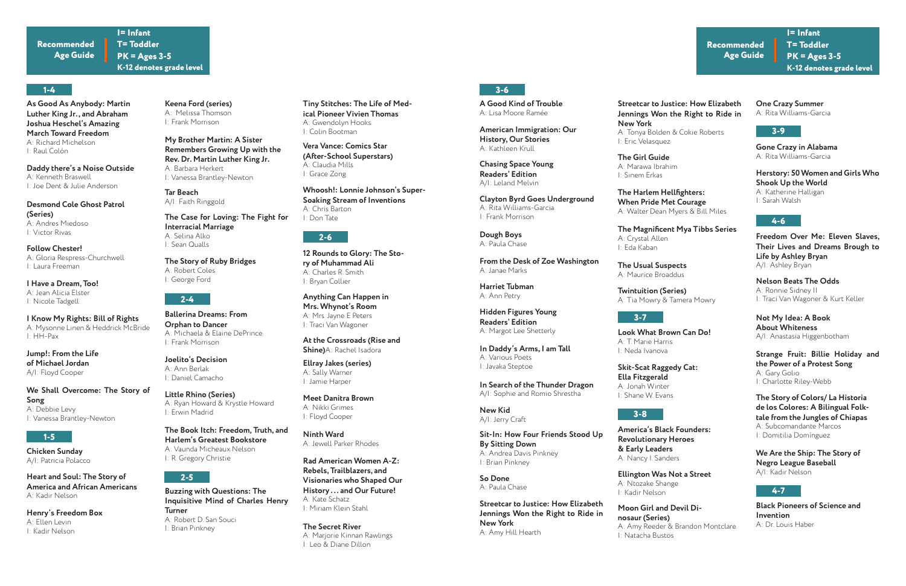**Recommended Age Guide**
I= Infant
T= Toddler
PK = Ages 3-5
K-12 denotes grade level

## 1-4

**As Good As Anybody: Martin Luther King Jr., and Abraham Joshua Heschel's Amazing March Toward Freedom**
A: Richard Michelson
I: Raul Colón

**Daddy there's a Noise Outside**
A: Kenneth Braswell
I: Joe Dent & Julie Anderson

**Desmond Cole Ghost Patrol (Series)**
A: Andres Miedoso
I: Victor Rivas

**Follow Chester!**
A: Gloria Respress-Churchwell
I: Laura Freeman

**I Have a Dream, Too!**
A: Jean Alicia Elster
I: Nicole Tadgell

**I Know My Rights: Bill of Rights**
A: Mysonne Linen & Heddrick McBride
I: HH-Pax

**Jump!: From the Life of Michael Jordan**
A/I: Floyd Cooper

**We Shall Overcome: The Story of Song**
A: Debbie Levy
I: Vanessa Brantley-Newton

**Keena Ford (series)**
A: Melissa Thomson
I: Frank Morrison

**My Brother Martin: A Sister Remembers Growing Up with the Rev. Dr. Martin Luther King Jr.**
A: Barbara Herkert
I: Vanessa Brantley-Newton

**Tar Beach**
A/I: Faith Ringgold

**The Case for Loving: The Fight for Interracial Marriage**
A: Selina Alko
I: Sean Qualls

**The Story of Ruby Bridges**
A: Robert Coles
I: George Ford

**Tiny Stitches: The Life of Medical Pioneer Vivien Thomas**
A: Gwendolyn Hooks
I: Colin Bootman

**Vera Vance: Comics Star (After-School Superstars)**
A: Claudia Mills
I: Grace Zong

**Whoosh!: Lonnie Johnson's Super-Soaking Stream of Inventions**
A: Chris Barton
I: Don Tate

## 1-5

**Chicken Sunday**
A/I: Patricia Polacco

**Heart and Soul: The Story of America and African Americans**
A: Kadir Nelson

**Henry's Freedom Box**
A: Ellen Levin
I: Kadir Nelson

## 2-4

**Ballerina Dreams: From Orphan to Dancer**
A: Michaela & Elaine DePrince
I: Frank Morrison

**Joelito's Decision**
A: Ann Berlak
I: Daniel Camacho

**Little Rhino (Series)**
A: Ryan Howard & Krystle Howard
I: Erwin Madrid

**The Book Itch: Freedom, Truth, and Harlem's Greatest Bookstore**
A: Vaunda Micheaux Nelson
I: R. Gregory Christie

## 2-5

**Buzzing with Questions: The Inquisitive Mind of Charles Henry Turner**
A: Robert D. San Souci
I: Brian Pinkney

## 2-6

**12 Rounds to Glory: The Story of Muhammad Ali**
A: Charles R. Smith
I: Bryan Collier

**Anything Can Happen in Mrs. Whynot's Room**
A: Mrs. Jayne E Peters
I: Traci Van Wagoner

**At the Crossroads (Rise and Shine)** A: Rachel Isadora

**Ellray Jakes (series)**
A: Sally Warner
I: Jamie Harper

**Meet Danitra Brown**
A: Nikki Grimes
I: Floyd Cooper

**Ninth Ward**
A: Jewell Parker Rhodes

**Rad American Women A-Z: Rebels, Trailblazers, and Visionaries who Shaped Our History... and Our Future!**
A: Kate Schatz
I: Miriam Klein Stahl

**The Secret River**
A: Marjorie Kinnan Rawlings
I: Leo & Diane Dillon

**Recommended Age Guide**
I= Infant
T= Toddler
PK = Ages 3-5
K-12 denotes grade level

## 3-6

**A Good Kind of Trouble**
A: Lisa Moore Ramée

**American Immigration: Our History, Our Stories**
A: Kathleen Krull

**Chasing Space Young Readers' Edition**
A/I: Leland Melvin

**Clayton Byrd Goes Underground**
A: Rita Williams-Garcia
I: Frank Morrison

**Dough Boys**
A: Paula Chase

**From the Desk of Zoe Washington**
A: Janae Marks

**Harriet Tubman**
A: Ann Petry

**Hidden Figures Young Readers' Edition**
A: Margot Lee Shetterly

**In Daddy's Arms, I am Tall**
A: Various Poets
I: Javaka Steptoe

**In Search of the Thunder Dragon**
A/I: Sophie and Romio Shrestha

**New Kid**
A/I: Jerry Craft

**Sit-In: How Four Friends Stood Up By Sitting Down**
A: Andrea Davis Pinkney
I: Brian Pinkney

**So Done**
A: Paula Chase

**Streetcar to Justice: How Elizabeth Jennings Won the Right to Ride in New York**
A: Amy Hill Hearth

**Streetcar to Justice: How Elizabeth Jennings Won the Right to Ride in New York**
A: Tonya Bolden & Cokie Roberts
I: Eric Velasquez

**The Girl Guide**
A: Marawa Ibrahim
I: Sinem Erkas

**The Harlem Hellfighters: When Pride Met Courage**
A: Walter Dean Myers & Bill Miles

**The Magnificent Mya Tibbs Series**
A: Crystal Allen
I: Eda Kaban

**The Usual Suspects**
A: Maurice Broaddus

**Twintuition (Series)**
A: Tia Mowry & Tamera Mowry

## 3-7

**Look What Brown Can Do!**
A: T. Marie Harris
I: Neda Ivanova

**Skit-Scat Raggedy Cat: Ella Fitzgerald**
A: Jonah Winter
I: Shane W. Evans

## 3-8

**America's Black Founders: Revolutionary Heroes & Early Leaders**
A: Nancy I. Sanders

**Ellington Was Not a Street**
A: Ntozake Shange
I: Kadir Nelson

**Moon Girl and Devil Dinosaur (Series)**
A: Amy Reeder & Brandon Montclare
I: Natacha Bustos

**One Crazy Summer**
A: Rita Williams-Garcia

## 3-9

**Gone Crazy in Alabama**
A: Rita Williams-Garcia

**Herstory: 50 Women and Girls Who Shook Up the World**
A: Katherine Halligan
I: Sarah Walsh

## 4-6

**Freedom Over Me: Eleven Slaves, Their Lives and Dreams Brough to Life by Ashley Bryan**
A/I: Ashley Bryan

**Nelson Beats The Odds**
A: Ronnie Sidney II
I: Traci Van Wagoner & Kurt Keller

**Not My Idea: A Book About Whiteness**
A/I: Anastasia Higgenbotham

**Strange Fruit: Billie Holiday and the Power of a Protest Song**
A: Gary Golio
I: Charlotte Riley-Webb

**The Story of Colors/ La Historia de los Colores: A Bilingual Folktale from the Jungles of Chiapas**
A: Subcomandante Marcos
I: Domitilia Domínguez

**We Are the Ship: The Story of Negro League Baseball**
A/I: Kadir Nelson

## 4-7

**Black Pioneers of Science and Invention**
A: Dr. Louis Haber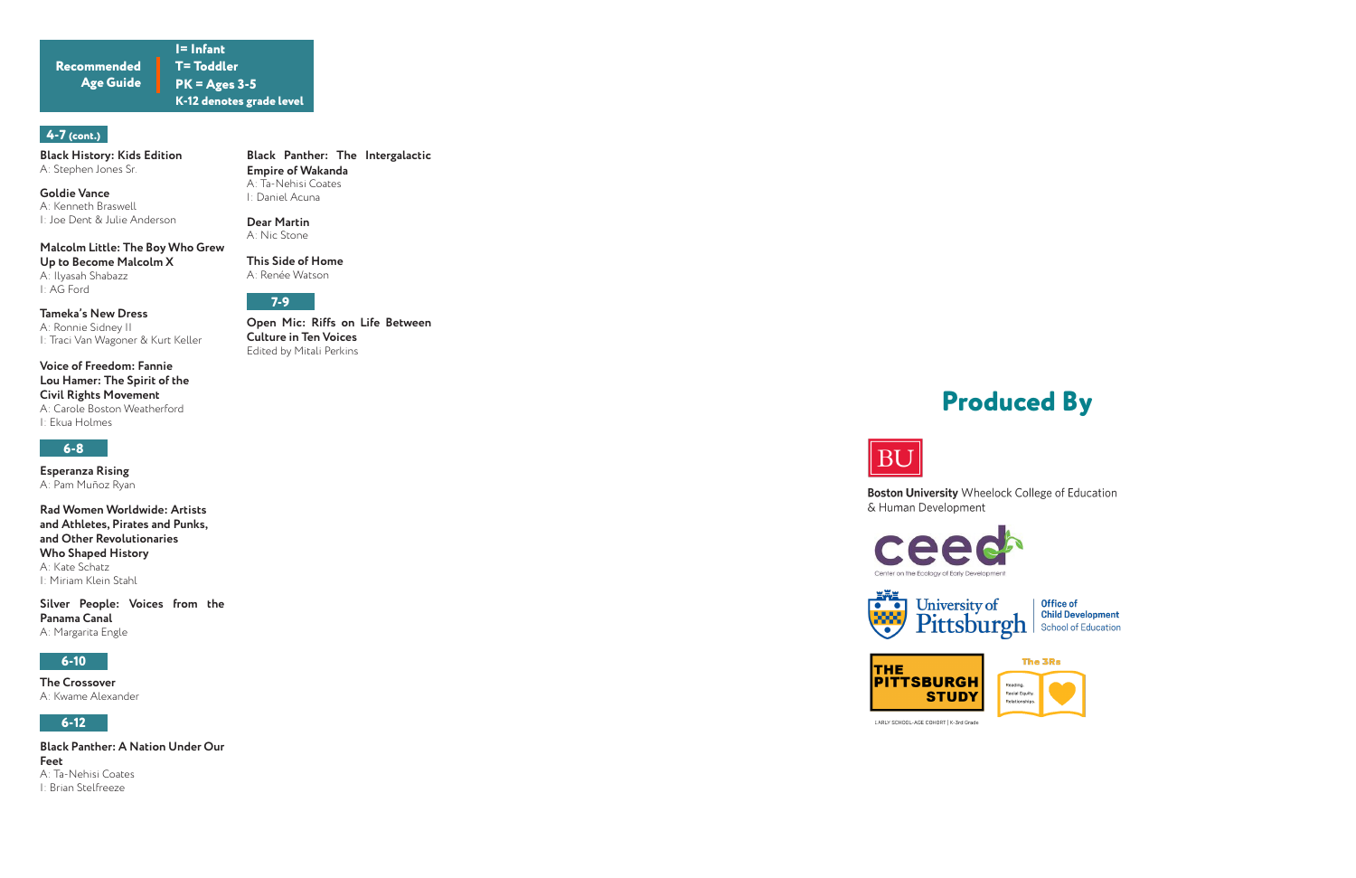**Recommended Age Guide**

I= Infant
T= Toddler
PK = Ages 3-5
K-12 denotes grade level

## 4-7 (cont.)

**Black History: Kids Edition**
A: Stephen Jones Sr.

**Goldie Vance**
A: Kenneth Braswell
I: Joe Dent & Julie Anderson

**Malcolm Little: The Boy Who Grew Up to Become Malcolm X**
A: Ilyasah Shabazz
I: AG Ford

**Tameka's New Dress**
A: Ronnie Sidney II
I: Traci Van Wagoner & Kurt Keller

**Voice of Freedom: Fannie Lou Hamer: The Spirit of the Civil Rights Movement**
A: Carole Boston Weatherford
I: Ekua Holmes

## 6-8

**Esperanza Rising**
A: Pam Muñoz Ryan

**Rad Women Worldwide: Artists and Athletes, Pirates and Punks, and Other Revolutionaries Who Shaped History**
A: Kate Schatz
I: Miriam Klein Stahl

**Silver People: Voices from the Panama Canal**
A: Margarita Engle

## 6-10

**The Crossover**
A: Kwame Alexander

## 6-12

**Black Panther: A Nation Under Our Feet**
A: Ta-Nehisi Coates
I: Brian Stelfreeze

**Black Panther: The Intergalactic Empire of Wakanda**
A: Ta-Nehisi Coates
I: Daniel Acuna

**Dear Martin**
A: Nic Stone

**This Side of Home**
A: Renée Watson

## 7-9

**Open Mic: Riffs on Life Between Culture in Ten Voices**
Edited by Mitali Perkins

# Produced By

BU

**Boston University** Wheelock College of Education & Human Development

ceed
Center on the Ecology of Early Development

University of Pittsburgh | Office of Child Development, School of Education

THE PITTSBURGH STUDY
EARLY SCHOOL-AGE COHORT | K-3rd Grade

The 3Rs
Reading. Racial Equity. Relationships.